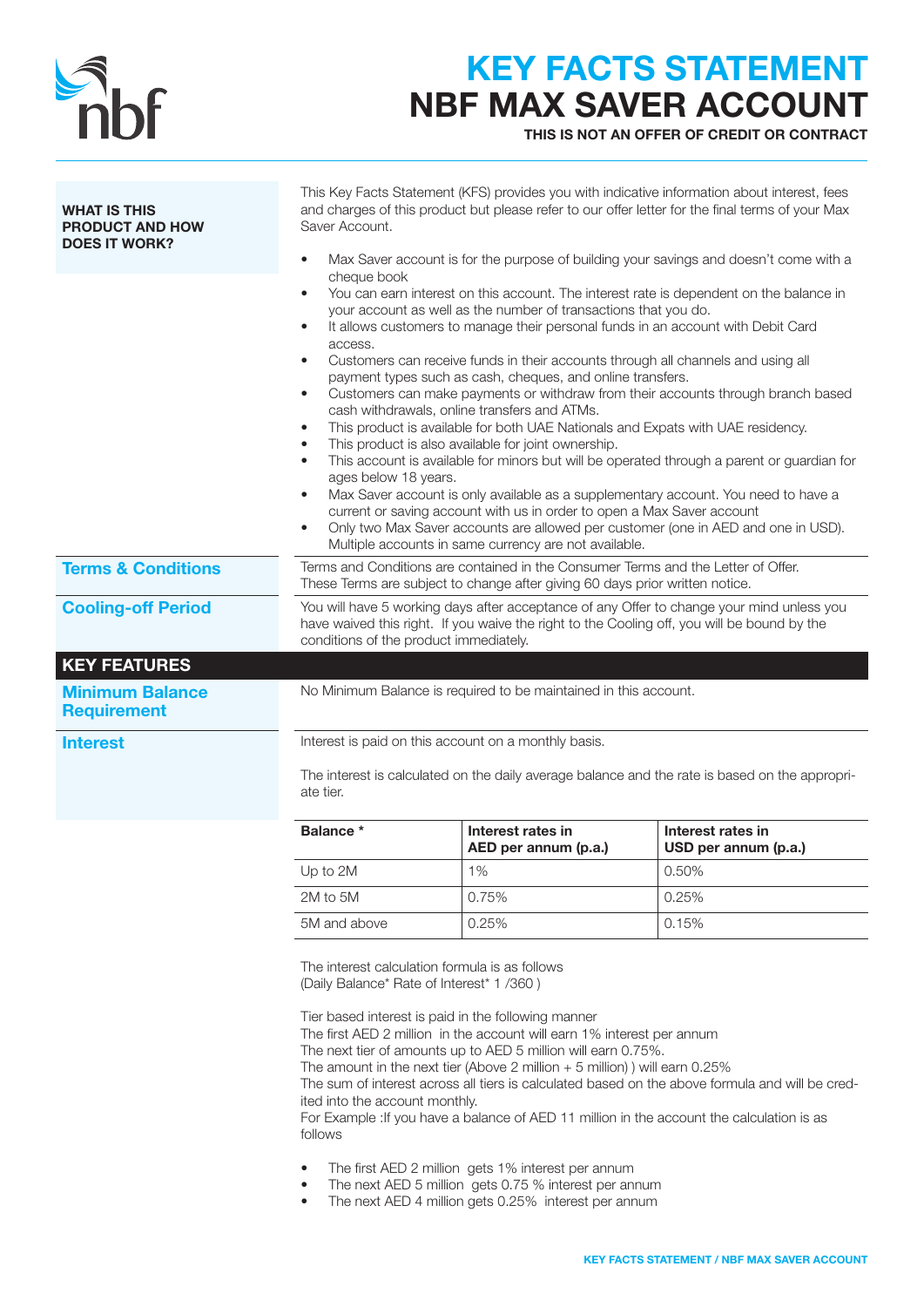# KEY FACTS STATEMENT
# NBF MAX SAVER ACCOUNT

**THIS IS NOT AN OFFER OF CREDIT OR CONTRACT**

### WHAT IS THIS PRODUCT AND HOW DOES IT WORK?

This Key Facts Statement (KFS) provides you with indicative information about interest, fees and charges of this product but please refer to our offer letter for the final terms of your Max Saver Account.

- Max Saver account is for the purpose of building your savings and doesn't come with a cheque book
- You can earn interest on this account. The interest rate is dependent on the balance in your account as well as the number of transactions that you do.
- It allows customers to manage their personal funds in an account with Debit Card access.
- Customers can receive funds in their accounts through all channels and using all payment types such as cash, cheques, and online transfers.
- Customers can make payments or withdraw from their accounts through branch based cash withdrawals, online transfers and ATMs.
- This product is available for both UAE Nationals and Expats with UAE residency.
- This product is also available for joint ownership.
- This account is available for minors but will be operated through a parent or guardian for ages below 18 years.
- Max Saver account is only available as a supplementary account. You need to have a current or saving account with us in order to open a Max Saver account
- Only two Max Saver accounts are allowed per customer (one in AED and one in USD). Multiple accounts in same currency are not available.

### Terms & Conditions

Terms and Conditions are contained in the Consumer Terms and the Letter of Offer. These Terms are subject to change after giving 60 days prior written notice.

### Cooling-off Period

You will have 5 working days after acceptance of any Offer to change your mind unless you have waived this right. If you waive the right to the Cooling off, you will be bound by the conditions of the product immediately.

## KEY FEATURES

### Minimum Balance Requirement

No Minimum Balance is required to be maintained in this account.

### Interest

Interest is paid on this account on a monthly basis.

The interest is calculated on the daily average balance and the rate is based on the appropriate tier.

| Balance * | Interest rates in AED per annum (p.a.) | Interest rates in USD per annum (p.a.) |
|---|---|---|
| Up to 2M | 1% | 0.50% |
| 2M to 5M | 0.75% | 0.25% |
| 5M and above | 0.25% | 0.15% |

The interest calculation formula is as follows
(Daily Balance* Rate of Interest* 1 /360 )

Tier based interest is paid in the following manner
The first AED 2 million in the account will earn 1% interest per annum
The next tier of amounts up to AED 5 million will earn 0.75%.
The amount in the next tier (Above 2 million + 5 million) ) will earn 0.25%
The sum of interest across all tiers is calculated based on the above formula and will be credited into the account monthly.
For Example :If you have a balance of AED 11 million in the account the calculation is as follows

- The first AED 2 million gets 1% interest per annum
- The next AED 5 million gets 0.75 % interest per annum
- The next AED 4 million gets 0.25% interest per annum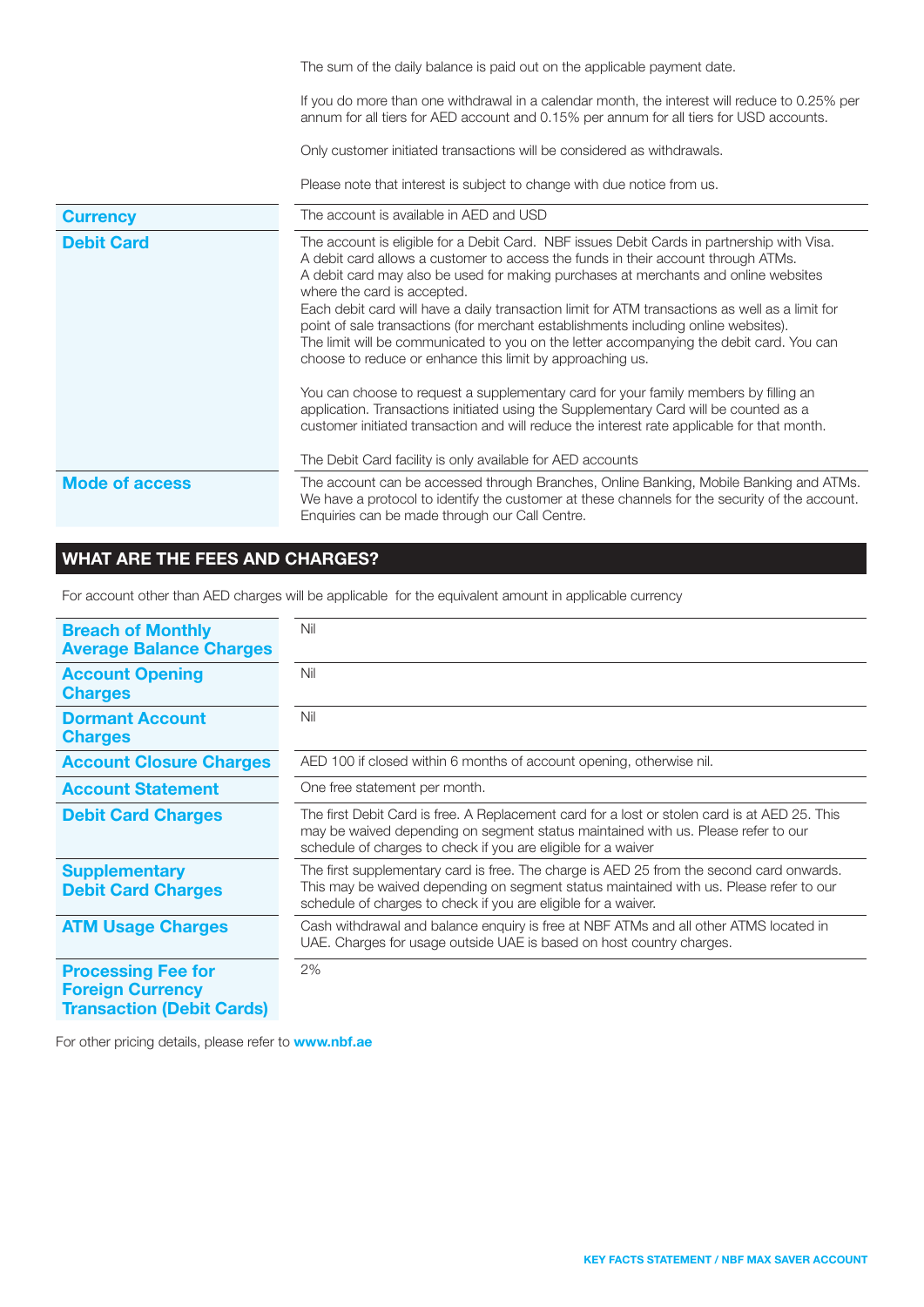The sum of the daily balance is paid out on the applicable payment date.

If you do more than one withdrawal in a calendar month, the interest will reduce to 0.25% per annum for all tiers for AED account and 0.15% per annum for all tiers for USD accounts.

Only customer initiated transactions will be considered as withdrawals.

Please note that interest is subject to change with due notice from us.

| | |
|---|---|
| **Currency** | The account is available in AED and USD |
| **Debit Card** | The account is eligible for a Debit Card. NBF issues Debit Cards in partnership with Visa. A debit card allows a customer to access the funds in their account through ATMs. A debit card may also be used for making purchases at merchants and online websites where the card is accepted. Each debit card will have a daily transaction limit for ATM transactions as well as a limit for point of sale transactions (for merchant establishments including online websites). The limit will be communicated to you on the letter accompanying the debit card. You can choose to reduce or enhance this limit by approaching us.<br><br>You can choose to request a supplementary card for your family members by filling an application. Transactions initiated using the Supplementary Card will be counted as a customer initiated transaction and will reduce the interest rate applicable for that month.<br><br>The Debit Card facility is only available for AED accounts |
| **Mode of access** | The account can be accessed through Branches, Online Banking, Mobile Banking and ATMs. We have a protocol to identify the customer at these channels for the security of the account. Enquiries can be made through our Call Centre. |

## WHAT ARE THE FEES AND CHARGES?

For account other than AED charges will be applicable for the equivalent amount in applicable currency

| | |
|---|---|
| **Breach of Monthly Average Balance Charges** | Nil |
| **Account Opening Charges** | Nil |
| **Dormant Account Charges** | Nil |
| **Account Closure Charges** | AED 100 if closed within 6 months of account opening, otherwise nil. |
| **Account Statement** | One free statement per month. |
| **Debit Card Charges** | The first Debit Card is free. A Replacement card for a lost or stolen card is at AED 25. This may be waived depending on segment status maintained with us. Please refer to our schedule of charges to check if you are eligible for a waiver |
| **Supplementary Debit Card Charges** | The first supplementary card is free. The charge is AED 25 from the second card onwards. This may be waived depending on segment status maintained with us. Please refer to our schedule of charges to check if you are eligible for a waiver. |
| **ATM Usage Charges** | Cash withdrawal and balance enquiry is free at NBF ATMs and all other ATMS located in UAE. Charges for usage outside UAE is based on host country charges. |
| **Processing Fee for Foreign Currency Transaction (Debit Cards)** | 2% |

For other pricing details, please refer to **www.nbf.ae**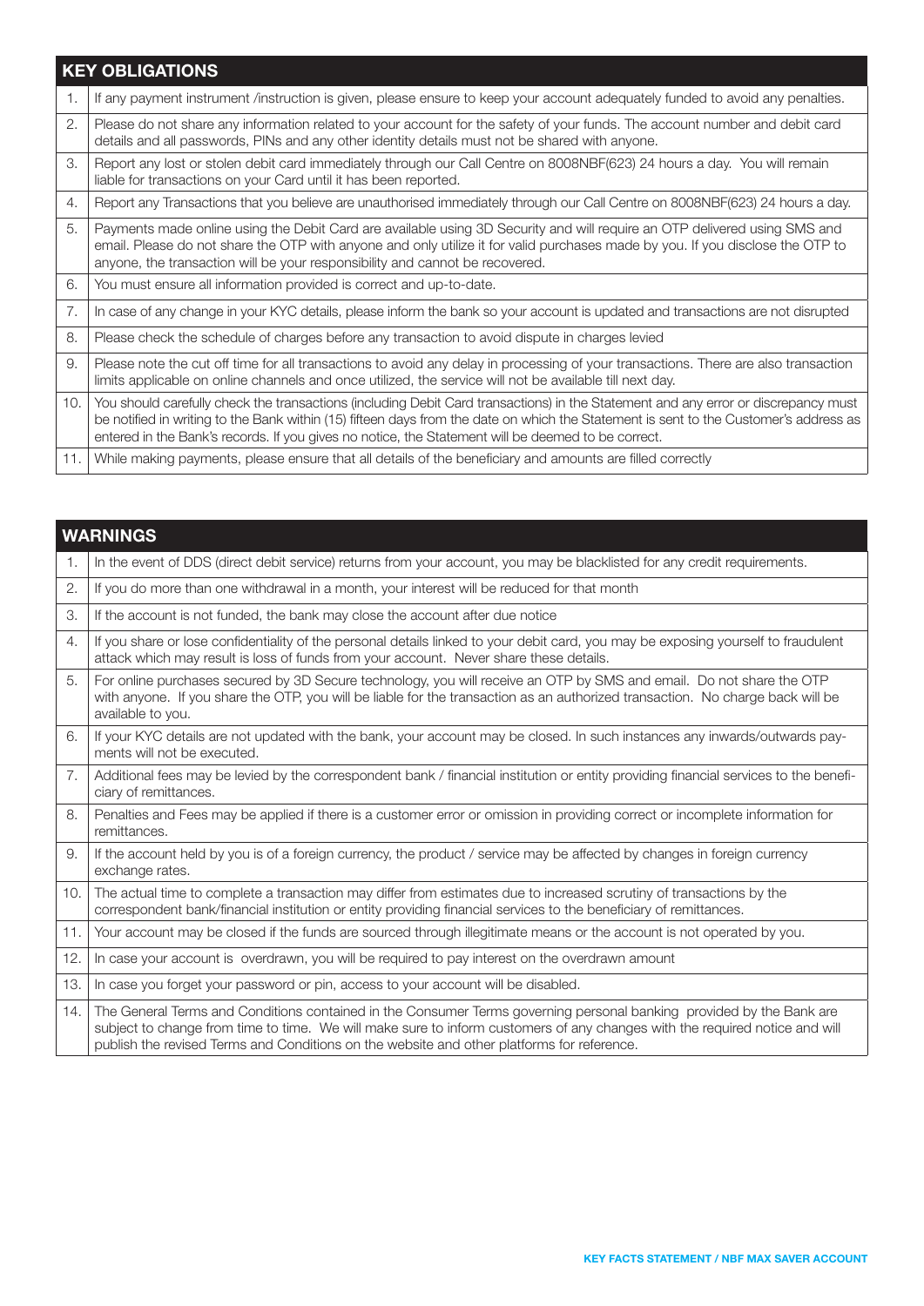| | KEY OBLIGATIONS |
|---|---|
| 1. | If any payment instrument /instruction is given, please ensure to keep your account adequately funded to avoid any penalties. |
| 2. | Please do not share any information related to your account for the safety of your funds. The account number and debit card details and all passwords, PINs and any other identity details must not be shared with anyone. |
| 3. | Report any lost or stolen debit card immediately through our Call Centre on 8008NBF(623) 24 hours a day. You will remain liable for transactions on your Card until it has been reported. |
| 4. | Report any Transactions that you believe are unauthorised immediately through our Call Centre on 8008NBF(623) 24 hours a day. |
| 5. | Payments made online using the Debit Card are available using 3D Security and will require an OTP delivered using SMS and email. Please do not share the OTP with anyone and only utilize it for valid purchases made by you. If you disclose the OTP to anyone, the transaction will be your responsibility and cannot be recovered. |
| 6. | You must ensure all information provided is correct and up-to-date. |
| 7. | In case of any change in your KYC details, please inform the bank so your account is updated and transactions are not disrupted |
| 8. | Please check the schedule of charges before any transaction to avoid dispute in charges levied |
| 9. | Please note the cut off time for all transactions to avoid any delay in processing of your transactions. There are also transaction limits applicable on online channels and once utilized, the service will not be available till next day. |
| 10. | You should carefully check the transactions (including Debit Card transactions) in the Statement and any error or discrepancy must be notified in writing to the Bank within (15) fifteen days from the date on which the Statement is sent to the Customer's address as entered in the Bank's records. If you gives no notice, the Statement will be deemed to be correct. |
| 11. | While making payments, please ensure that all details of the beneficiary and amounts are filled correctly |

| | WARNINGS |
|---|---|
| 1. | In the event of DDS (direct debit service) returns from your account, you may be blacklisted for any credit requirements. |
| 2. | If you do more than one withdrawal in a month, your interest will be reduced for that month |
| 3. | If the account is not funded, the bank may close the account after due notice |
| 4. | If you share or lose confidentiality of the personal details linked to your debit card, you may be exposing yourself to fraudulent attack which may result is loss of funds from your account. Never share these details. |
| 5. | For online purchases secured by 3D Secure technology, you will receive an OTP by SMS and email. Do not share the OTP with anyone. If you share the OTP, you will be liable for the transaction as an authorized transaction. No charge back will be available to you. |
| 6. | If your KYC details are not updated with the bank, your account may be closed. In such instances any inwards/outwards payments will not be executed. |
| 7. | Additional fees may be levied by the correspondent bank / financial institution or entity providing financial services to the beneficiary of remittances. |
| 8. | Penalties and Fees may be applied if there is a customer error or omission in providing correct or incomplete information for remittances. |
| 9. | If the account held by you is of a foreign currency, the product / service may be affected by changes in foreign currency exchange rates. |
| 10. | The actual time to complete a transaction may differ from estimates due to increased scrutiny of transactions by the correspondent bank/financial institution or entity providing financial services to the beneficiary of remittances. |
| 11. | Your account may be closed if the funds are sourced through illegitimate means or the account is not operated by you. |
| 12. | In case your account is overdrawn, you will be required to pay interest on the overdrawn amount |
| 13. | In case you forget your password or pin, access to your account will be disabled. |
| 14. | The General Terms and Conditions contained in the Consumer Terms governing personal banking provided by the Bank are subject to change from time to time. We will make sure to inform customers of any changes with the required notice and will publish the revised Terms and Conditions on the website and other platforms for reference. |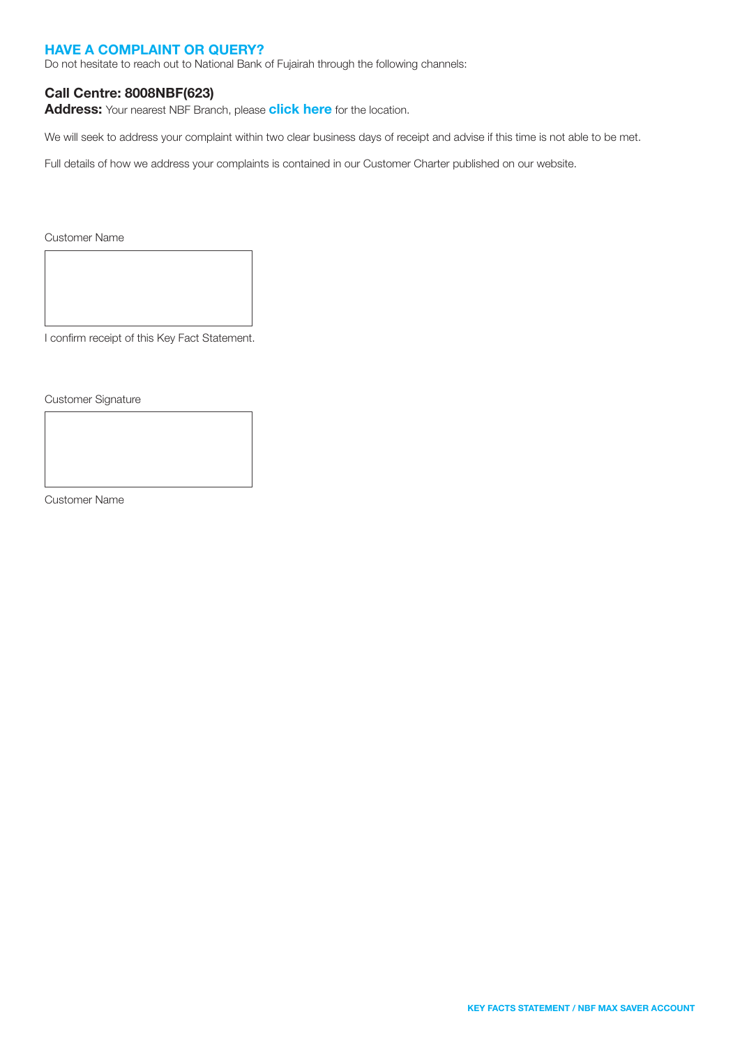## HAVE A COMPLAINT OR QUERY?

Do not hesitate to reach out to National Bank of Fujairah through the following channels:

**Call Centre: 8008NBF(623)**

**Address:** Your nearest NBF Branch, please **click here** for the location.

We will seek to address your complaint within two clear business days of receipt and advise if this time is not able to be met.

Full details of how we address your complaints is contained in our Customer Charter published on our website.

Customer Name

I confirm receipt of this Key Fact Statement.

Customer Signature

Customer Name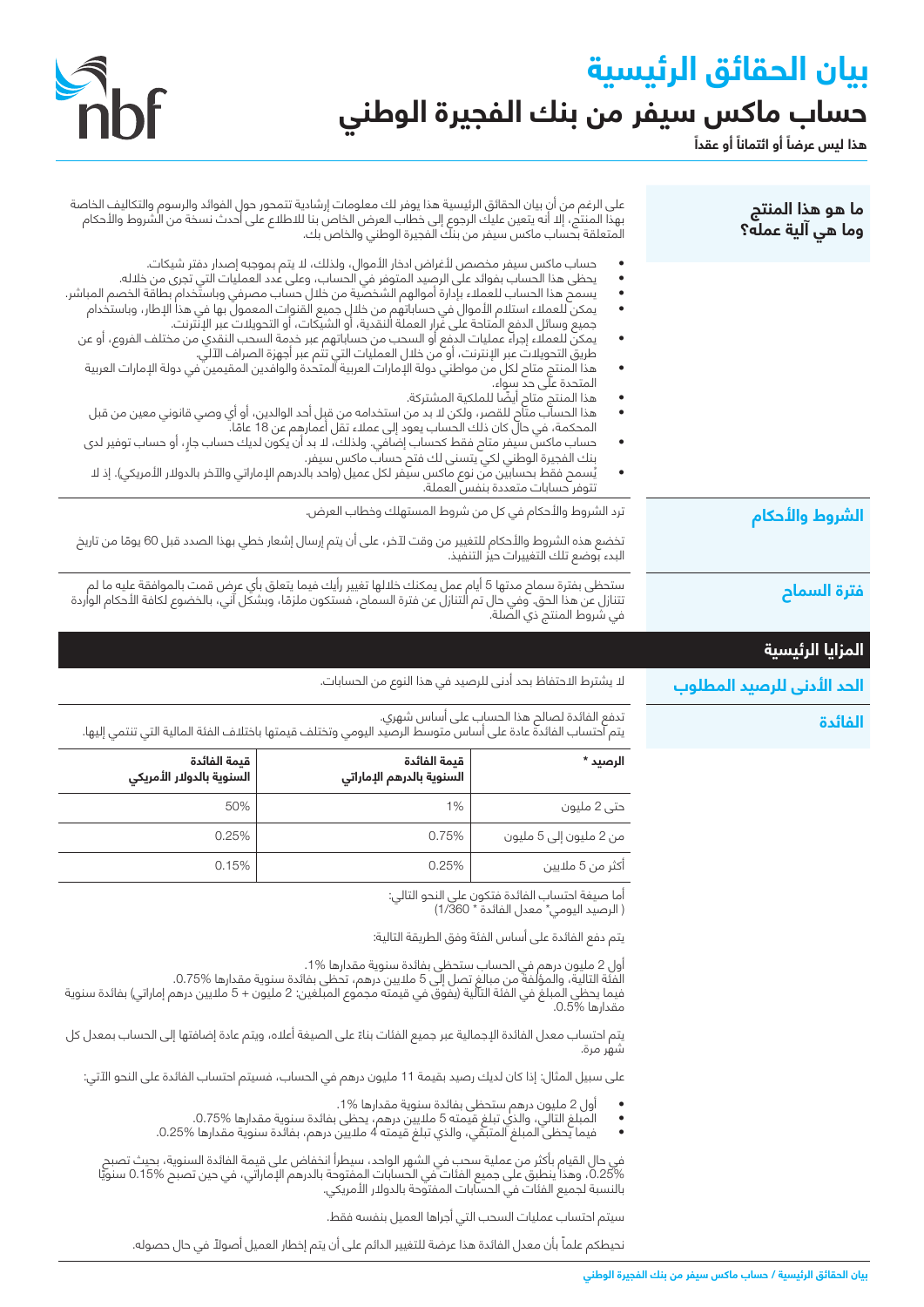# بيان الحقائق الرئيسية

## حساب ماكس سيفر من بنك الفجيرة الوطني

**هذا ليس عرضاً أو ائتماناً أو عقداً**

### ما هو هذا المنتج وما هي آلية عمله؟

على الرغم من أن بيان الحقائق الرئيسية هذا يوفر لك معلومات إرشادية تتمحور حول الفوائد والرسوم والتكاليف الخاصة بهذا المنتج، إلا أنه يتعين عليك الرجوع إلى خطاب العرض الخاص بنا للاطلاع على أحدث نسخة من الشروط والأحكام المتعلقة بحساب ماكس سيفر من بنك الفجيرة الوطني والخاص بك.

- حساب ماكس سيفر مخصص لأغراض ادخار الأموال، ولذلك، لا يتم بموجبه إصدار دفتر شيكات.
- يحظى هذا الحساب بفوائد على الرصيد المتوفر في الحساب، وعلى عدد العمليات التي تجرى من خلاله.
- يسمح هذا الحساب للعملاء بإدارة أموالهم الشخصية من خلال حساب مصرفي وباستخدام بطاقة الخصم المباشر.
- يمكن للعملاء استلام الأموال في حساباتهم من خلال جميع القنوات المعمول بها في هذا الإطار، وباستخدام جميع وسائل الدفع المتاحة على غرار العملة النقدية، أو الشيكات، أو التحويلات عبر الإنترنت.
- يمكن للعملاء إجراء عمليات الدفع أو السحب من حساباتهم عبر خدمة السحب النقدي من مختلف الفروع، أو عن طريق التحويلات عبر الإنترنت، أو من خلال العمليات التي تتم عبر أجهزة الصراف الآلي.
- هذا المنتج متاح لكل من مواطني دولة الإمارات العربية المتحدة والوافدين المقيمين في دولة الإمارات العربية المتحدة على حد سواء.
- هذا المنتج متاح أيضًا للملكية المشتركة.
- هذا الحساب متاح للقصر، ولكن لا بد من استخدامه من قبل أحد الوالدين، أو أي وصي قانوني معين من قبل المحكمة، في حال كان ذلك الحساب يعود إلى عملاء تقل أعمارهم عن 18 عامًا.
- حساب ماكس سيفر متاح فقط كحساب إضافي. ولذلك، لا بد أن يكون لديك حساب جارٍ، أو حساب توفير لدى بنك الفجيرة الوطني لكي يتسنى لك فتح حساب ماكس سيفر.
- يُسمح فقط بحسابين من نوع ماكس سيفر لكل عميل (واحد بالدرهم الإماراتي والآخر بالدولار الأمريكي). إذ لا تتوفر حسابات متعددة بنفس العملة.

### الشروط والأحكام

ترد الشروط والأحكام في كل من شروط المستهلك وخطاب العرض.

تخضع هذه الشروط والأحكام للتغيير من وقت لآخر، على أن يتم إرسال إشعار خطي بهذا الصدد قبل 60 يومًا من تاريخ البدء بوضع تلك التغييرات حيز التنفيذ.

### فترة السماح

ستحظى بفترة سماح مدتها 5 أيام عمل يمكنك خلالها تغيير رأيك فيما يتعلق بأي عرض قمت بالموافقة عليه ما لم تتنازل عن هذا الحق. وفي حال تم التنازل عن فترة السماح، فستكون ملزمًا، وبشكل آني، بالخضوع لكافة الأحكام الواردة في شروط المنتج ذي الصلة.

## المزايا الرئيسية

### الحد الأدنى للرصيد المطلوب

لا يشترط الاحتفاظ بحد أدنى للرصيد في هذا النوع من الحسابات.

### الفائدة

تدفع الفائدة لصالح هذا الحساب على أساس شهري.
يتم احتساب الفائدة عادة على أساس متوسط الرصيد اليومي وتختلف قيمتها باختلاف الفئة المالية التي تنتمي إليها.

| الرصيد * | قيمة الفائدة السنوية بالدرهم الإماراتي | قيمة الفائدة السنوية بالدولار الأمريكي |
|---|---|---|
| حتى 2 مليون | 1% | 50% |
| من 2 مليون إلى 5 مليون | 0.75% | 0.25% |
| أكثر من 5 ملايين | 0.25% | 0.15% |

أما صيغة احتساب الفائدة فتكون على النحو التالي:
( الرصيد اليومي* معدل الفائدة * 1/360)

يتم دفع الفائدة على أساس الفئة وفق الطريقة التالية:

أول 2 مليون درهم في الحساب ستحظى بفائدة سنوية مقدارها 1%.
الفئة التالية، والمؤلفة من مبلغ تصل إلى 5 ملايين درهم، تحظى بفائدة سنوية مقدارها 0.75%.
فيما يحظى المبلغ في الفئة التالية (يفوق في قيمته مجموع المبلغين: 2 مليون + 5 ملايين درهم إماراتي) بفائدة سنوية مقدارها 0.5%.

يتم احتساب معدل الفائدة الإجمالية عبر جميع الفئات بناءً على الصيغة أعلاه، ويتم عادة إضافتها إلى الحساب بمعدل كل شهر مرة.

على سبيل المثال: إذا كان لديك رصيد بقيمة 11 مليون درهم في الحساب، فسيتم احتساب الفائدة على النحو الآتي:

- أول 2 مليون درهم ستحظى بفائدة سنوية مقدارها 1%.
- المبلغ التالي، والذي تبلغ قيمته 5 ملايين درهم، يحظى بفائدة سنوية مقدارها 0.75%.
- فيما يحظى المبلغ المتبقي، والذي تبلغ قيمته 4 ملايين درهم، بفائدة سنوية مقدارها 0.25%.

في حال القيام بأكثر من عملية سحب في الشهر الواحد، سيطرأ انخفاض على قيمة الفائدة السنوية، بحيث تصبح 0.25%، وهذا ينطبق على جميع الفئات في الحسابات المفتوحة بالدرهم الإماراتي، في حين تصبح 0.15% سنويًا بالنسبة لجميع الفئات في الحسابات المفتوحة بالدولار الأمريكي.

سيتم احتساب عمليات السحب التي أجراها العميل بنفسه فقط.

نحيطكم علماً بأن معدل الفائدة هذا عرضة للتغيير الدائم على أن يتم إخطار العميل أصولاً في حال حصوله.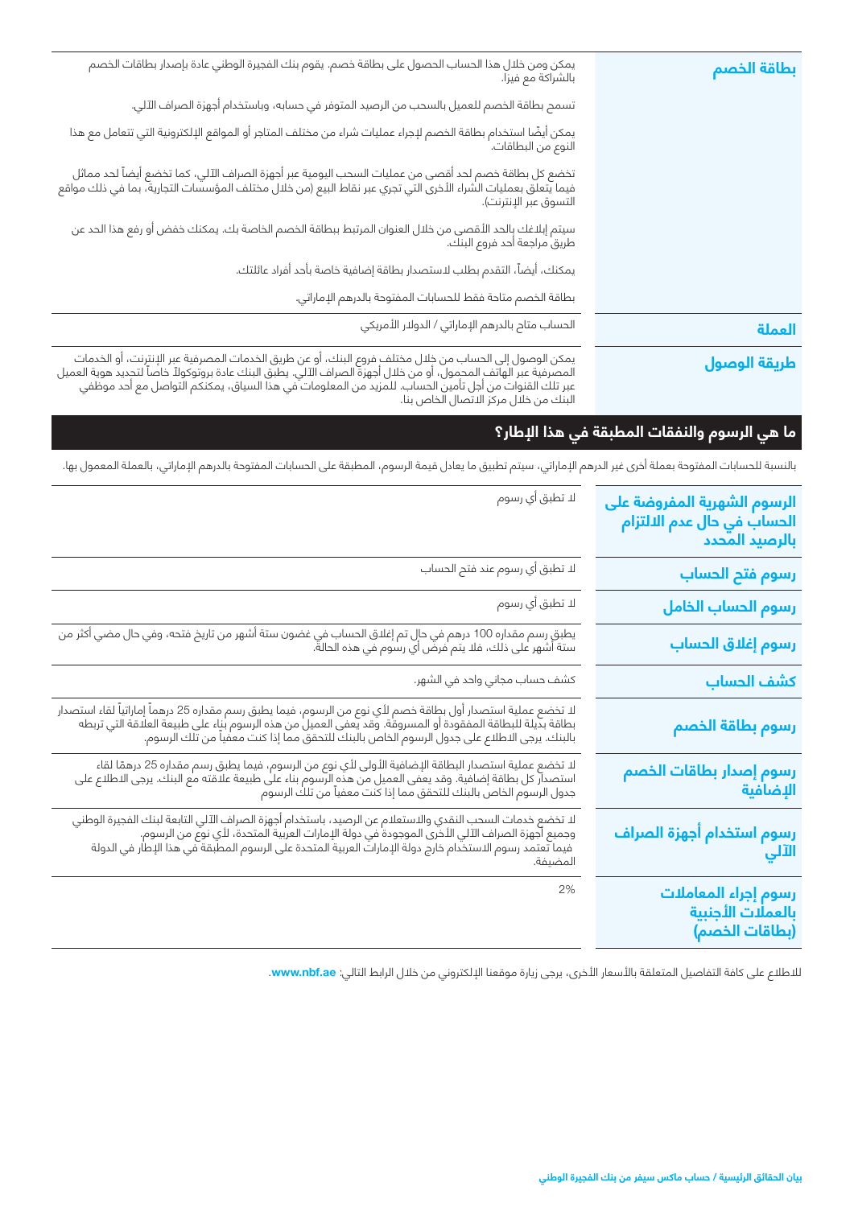| | |
|---|---|
| **بطاقة الخصم** | يمكن ومن خلال هذا الحساب الحصول على بطاقة خصم. يقوم بنك الفجيرة الوطني عادة بإصدار بطاقات الخصم بالشراكة مع فيزا.<br><br>تسمح بطاقة الخصم للعميل بالسحب من الرصيد المتوفر في حسابه، وباستخدام أجهزة الصراف الآلي.<br><br>يمكن أيضًا استخدام بطاقة الخصم لإجراء عمليات شراء من مختلف المتاجر أو المواقع الإلكترونية التي تتعامل مع هذا النوع من البطاقات.<br><br>تخضع كل بطاقة خصم لحد أقصى من عمليات السحب اليومية عبر أجهزة الصراف الآلي، كما تخضع أيضاً لحد مماثل فيما يتعلق بعمليات الشراء الأخرى التي تجري عبر نقاط البيع (من خلال مختلف المؤسسات التجارية، بما في ذلك مواقع التسوق عبر الإنترنت).<br><br>سيتم إبلاغك بالحد الأقصى من خلال العنوان المرتبط ببطاقة الخصم الخاصة بك. يمكنك خفض أو رفع هذا الحد عن طريق مراجعة أحد فروع البنك.<br><br>يمكنك، أيضاً، التقدم بطلب لاستصدار بطاقة إضافية خاصة بأحد أفراد عائلتك.<br><br>بطاقة الخصم متاحة فقط للحسابات المفتوحة بالدرهم الإماراتي. |
| **العملة** | الحساب متاح بالدرهم الإماراتي / الدولار الأمريكي |
| **طريقة الوصول** | يمكن الوصول إلى الحساب من خلال مختلف فروع البنك، أو عن طريق الخدمات المصرفية عبر الإنترنت، أو الخدمات المصرفية عبر الهاتف المحمول، أو من خلال أجهزة الصراف الآلي. يطبق البنك عادة بروتوكولاً خاصاً لتحديد هوية العميل عبر تلك القنوات من أجل تأمين الحساب. للمزيد من المعلومات في هذا السياق، يمكنكم التواصل مع أحد موظفي البنك من خلال مركز الاتصال الخاص بنا. |

## ما هي الرسوم والنفقات المطبقة في هذا الإطار؟

بالنسبة للحسابات المفتوحة بعملة أخرى غير الدرهم الإماراتي، سيتم تطبيق ما يعادل قيمة الرسوم، المطبقة على الحسابات المفتوحة بالدرهم الإماراتي، بالعملة المعمول بها.

| | |
|---|---|
| **الرسوم الشهرية المفروضة على الحساب في حال عدم الالتزام بالرصيد المحدد** | لا تطبق أي رسوم |
| **رسوم فتح الحساب** | لا تطبق أي رسوم عند فتح الحساب |
| **رسوم الحساب الخامل** | لا تطبق أي رسوم |
| **رسوم إغلاق الحساب** | يطبق رسم مقداره 100 درهم في حال تم إغلاق الحساب في غضون ستة أشهر من تاريخ فتحه، وفي حال مضي أكثر من ستة أشهر على ذلك، فلا يتم فرض أي رسوم في هذه الحالة. |
| **كشف الحساب** | كشف حساب مجاني واحد في الشهر. |
| **رسوم بطاقة الخصم** | لا تخضع عملية استصدار أول بطاقة خصم لأي نوع من الرسوم، فيما يطبق رسم مقداره 25 درهماً إماراتياً لقاء استصدار بطاقة بديلة للبطاقة المفقودة أو المسروقة. وقد يعفى العميل من هذه الرسوم بناء على طبيعة العلاقة التي تربطه بالبنك. يرجى الاطلاع على جدول الرسوم الخاص بالبنك للتحقق مما إذا كنت معفياً من تلك الرسوم. |
| **رسوم إصدار بطاقات الخصم الإضافية** | لا تخضع عملية استصدار البطاقة الإضافية الأولى لأي نوع من الرسوم، فيما يطبق رسم مقداره 25 درهمًا لقاء استصدار كل بطاقة إضافية. وقد يعفى العميل من هذه الرسوم بناء على طبيعة علاقته مع البنك. يرجى الاطلاع على جدول الرسوم الخاص بالبنك للتحقق مما إذا كنت معفياً من تلك الرسوم |
| **رسوم استخدام أجهزة الصراف الآلي** | لا تخضع خدمات السحب النقدي والاستعلام عن الرصيد، باستخدام أجهزة الصراف الآلي التابعة لبنك الفجيرة الوطني وجميع أجهزة الصراف الآلي الأخرى الموجودة في دولة الإمارات العربية المتحدة، لأي نوع من الرسوم.<br>فيما تعتمد رسوم الاستخدام خارج دولة الإمارات العربية المتحدة على الرسوم المطبقة في هذا الإطار في الدولة المضيفة. |
| **رسوم إجراء المعاملات بالعملات الأجنبية (بطاقات الخصم)** | 2% |

للاطلاع على كافة التفاصيل المتعلقة بالأسعار الأخرى، يرجى زيارة موقعنا الإلكتروني من خلال الرابط التالي: **www.nbf.ae**.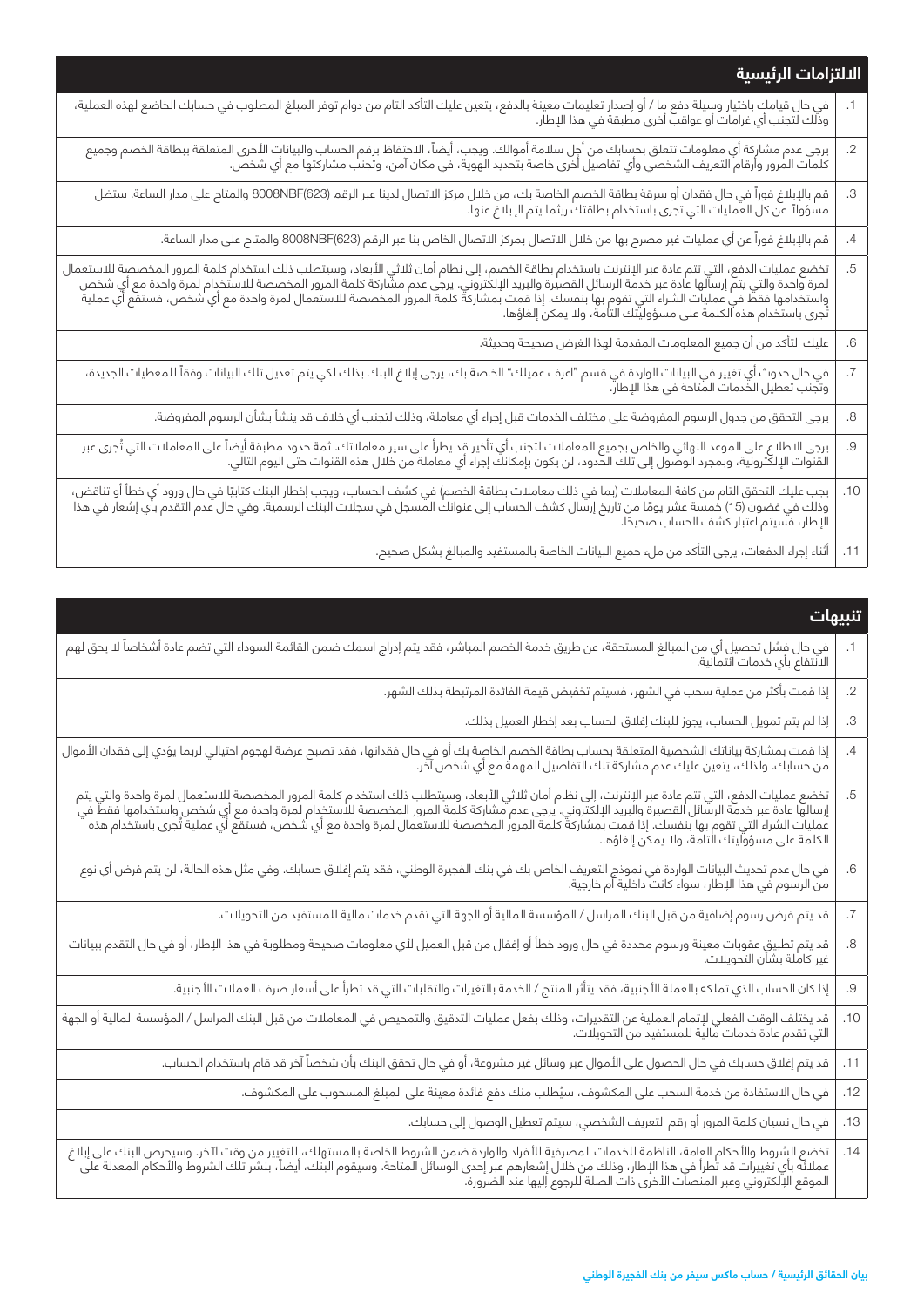## الالتزامات الرئيسية

| | |
|---|---|
| .1 | في حال قيامك باختيار وسيلة دفع ما / أو إصدار تعليمات معينة بالدفع، يتعين عليك التأكد التام من دوام توفر المبلغ المطلوب في حسابك الخاضع لهذه العملية، وذلك لتجنب أي غرامات أو عواقب أخرى مطبقة في هذا الإطار. |
| .2 | يرجى عدم مشاركة أي معلومات تتعلق بحسابك من أجل سلامة أموالك. ويجب، أيضاً، الاحتفاظ برقم الحساب والبيانات الأخرى المتعلقة ببطاقة الخصم وجميع كلمات المرور وأرقام التعريف الشخصي وأي تفاصيل أخرى خاصة بتحديد الهوية، في مكان آمن، وتجنب مشاركتها مع أي شخص. |
| .3 | قم بالإبلاغ فوراً في حال فقدان أو سرقة بطاقة الخصم الخاصة بك، من خلال مركز الاتصال لدينا عبر الرقم (623)8008NBF والمتاح على مدار الساعة. ستظل مسؤولاً عن كل العمليات التي تجرى باستخدام بطاقتك ريثما يتم الإبلاغ عنها. |
| .4 | قم بالإبلاغ فوراً عن أي عمليات غير مصرح بها من خلال الاتصال بمركز الاتصال الخاص بنا عبر الرقم (623)8008NBF والمتاح على مدار الساعة. |
| .5 | تخضع عمليات الدفع، التي تتم عادة عبر الإنترنت باستخدام بطاقة الخصم، إلى نظام أمان ثلاثي الأبعاد، وسيتطلب ذلك استخدام كلمة المرور المخصصة للاستعمال لمرة واحدة والتي يتم إرسالها عادة عبر خدمة الرسائل القصيرة والبريد الإلكتروني. يرجى عدم مشاركة كلمة المرور المخصصة للاستخدام لمرة واحدة مع أي شخص واستخدامها فقط في عمليات الشراء التي تقوم بها بنفسك. إذا قمت بمشاركة كلمة المرور المخصصة للاستعمال لمرة واحدة مع أي شخص، فستقع أي عملية تُجرى باستخدام هذه الكلمة على مسؤوليتك التامة، ولا يمكن إلغاؤها. |
| .6 | عليك التأكد من أن جميع المعلومات المقدمة لهذا الغرض صحيحة وحديثة. |
| .7 | في حال حدوث أي تغيير في البيانات الواردة في قسم "اعرف عميلك" الخاصة بك، يرجى إبلاغ البنك بذلك لكي يتم تعديل تلك البيانات وفقاً للمعطيات الجديدة، وتجنب تعطيل الخدمات المتاحة في هذا الإطار. |
| .8 | يرجى التحقق من جدول الرسوم المفروضة على مختلف الخدمات قبل إجراء أي معاملة، وذلك لتجنب أي خلاف قد ينشأ بشأن الرسوم المفروضة. |
| .9 | يرجى الاطلاع على الموعد النهائي والخاص بجميع المعاملات لتجنب أي تأخير قد يطرأ على سير معاملاتك. ثمة حدود مطبقة أيضاً على المعاملات التي تُجرى عبر القنوات الإلكترونية، وبمجرد الوصول إلى تلك الحدود، لن يكون بإمكانك إجراء أي معاملة من خلال هذه القنوات حتى اليوم التالي. |
| .10 | يجب عليك التحقق التام من كافة المعاملات (بما في ذلك معاملات بطاقة الخصم) في كشف الحساب، ويجب إخطار البنك كتابيًا في حال ورود أي خطأ أو تناقض، وذلك في غضون (15) خمسة عشر يومًا من تاريخ إرسال كشف الحساب إلى عنوانك المسجل في سجلات البنك الرسمية. وفي حال عدم التقدم بأي إشعار في هذا الإطار، فسيتم اعتبار كشف الحساب صحيحًا. |
| .11 | أثناء إجراء الدفعات، يرجى التأكد من ملء جميع البيانات الخاصة بالمستفيد والمبالغ بشكل صحيح. |

## تنبيهات

| | |
|---|---|
| .1 | في حال فشل تحصيل أي من المبالغ المستحقة، عن طريق خدمة الخصم المباشر، فقد يتم إدراج اسمك ضمن القائمة السوداء التي تضم عادة أشخاصاً لا يحق لهم الانتفاع بأي خدمات ائتمانية. |
| .2 | إذا قمت بأكثر من عملية سحب في الشهر، فسيتم تخفيض قيمة الفائدة المرتبطة بذلك الشهر. |
| .3 | إذا لم يتم تمويل الحساب، يجوز للبنك إغلاق الحساب بعد إخطار العميل بذلك. |
| .4 | إذا قمت بمشاركة بياناتك الشخصية المتعلقة بحساب بطاقة الخصم الخاصة بك أو في حال فقدانها، فقد تصبح عرضة لهجوم احتيالي لربما يؤدي إلى فقدان الأموال من حسابك. ولذلك، يتعين عليك عدم مشاركة تلك التفاصيل المهمة مع أي شخص آخر. |
| .5 | تخضع عمليات الدفع، التي تتم عادة عبر الإنترنت، إلى نظام أمان ثلاثي الأبعاد، وسيتطلب ذلك استخدام كلمة المرور المخصصة للاستعمال لمرة واحدة والتي يتم إرسالها عادة عبر خدمة الرسائل القصيرة والبريد الإلكتروني. يرجى عدم مشاركة كلمة المرور المخصصة للاستخدام لمرة واحدة مع أي شخص واستخدامها فقط في عمليات الشراء التي تقوم بها بنفسك. إذا قمت بمشاركة كلمة المرور المخصصة للاستعمال لمرة واحدة مع أي شخص، فستقع أي عملية تُجرى باستخدام هذه الكلمة على مسؤوليتك التامة، ولا يمكن إلغاؤها. |
| .6 | في حال عدم تحديث البيانات الواردة في نموذج التعريف الخاص بك في بنك الفجيرة الوطني، فقد يتم إغلاق حسابك. وفي مثل هذه الحالة، لن يتم فرض أي نوع من الرسوم في هذا الإطار، سواء كانت داخلية أم خارجية. |
| .7 | قد يتم فرض رسوم إضافية من قبل البنك المراسل / المؤسسة المالية أو الجهة التي تقدم خدمات مالية للمستفيد من التحويلات. |
| .8 | قد يتم تطبيق عقوبات معينة ورسوم محددة في حال ورود خطأ أو إغفال من قبل العميل لأي معلومات صحيحة ومطلوبة في هذا الإطار، أو في حال التقدم ببيانات غير كاملة بشأن التحويلات. |
| .9 | إذا كان الحساب الذي تملكه بالعملة الأجنبية، فقد يتأثر المنتج / الخدمة بالتغيرات والتقلبات التي قد تطرأ على أسعار صرف العملات الأجنبية. |
| .10 | قد يختلف الوقت الفعلي لإتمام العملية عن التقديرات، وذلك بفعل عمليات التدقيق والتمحيص في المعاملات من قبل البنك المراسل / المؤسسة المالية أو الجهة التي تقدم عادة خدمات مالية للمستفيد من التحويلات. |
| .11 | قد يتم إغلاق حسابك في حال الحصول على الأموال عبر وسائل غير مشروعة، أو في حال تحقق البنك بأن شخصاً آخر قد قام باستخدام الحساب. |
| .12 | في حال الاستفادة من خدمة السحب على المكشوف، سيُطلب منك دفع فائدة معينة على المبلغ المسحوب على المكشوف. |
| .13 | في حال نسيان كلمة المرور أو رقم التعريف الشخصي، سيتم تعطيل الوصول إلى حسابك. |
| .14 | تخضع الشروط والأحكام العامة، الناظمة للخدمات المصرفية للأفراد والواردة ضمن الشروط الخاصة بالمستهلك، للتغيير من وقت لآخر. وسيحرص البنك على إبلاغ عملائه بأي تغييرات قد تطرأ في هذا الإطار، وذلك من خلال إشعارهم عبر إحدى الوسائل المتاحة. وسيقوم البنك، أيضاً، بنشر تلك الشروط والأحكام المعدلة على الموقع الإلكتروني وعبر المنصات الأخرى ذات الصلة للرجوع إليها عند الضرورة. |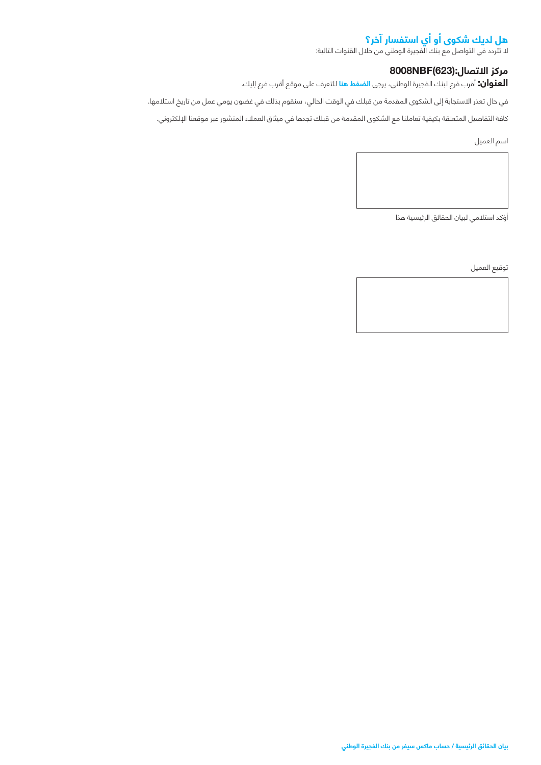## هل لديك شكوى أو أي استفسار آخر؟

لا تتردد في التواصل مع بنك الفجيرة الوطني من خلال القنوات التالية:

### مركز الاتصال:8008NBF(623)

**العنوان:** أقرب فرع لبنك الفجيرة الوطني، يرجى **الضغط هنا** للتعرف على موقع أقرب فرع إليك.

في حال تعذر الاستجابة إلى الشكوى المقدمة من قبلك في الوقت الحالي، سنقوم بذلك في غضون يومي عمل من تاريخ استلامها.

كافة التفاصيل المتعلقة بكيفية تعاملنا مع الشكوى المقدمة من قبلك تجدها في ميثاق العملاء المنشور عبر موقعنا الإلكتروني.

اسم العميل

أؤكد استلامي لبيان الحقائق الرئيسية هذا

توقيع العميل